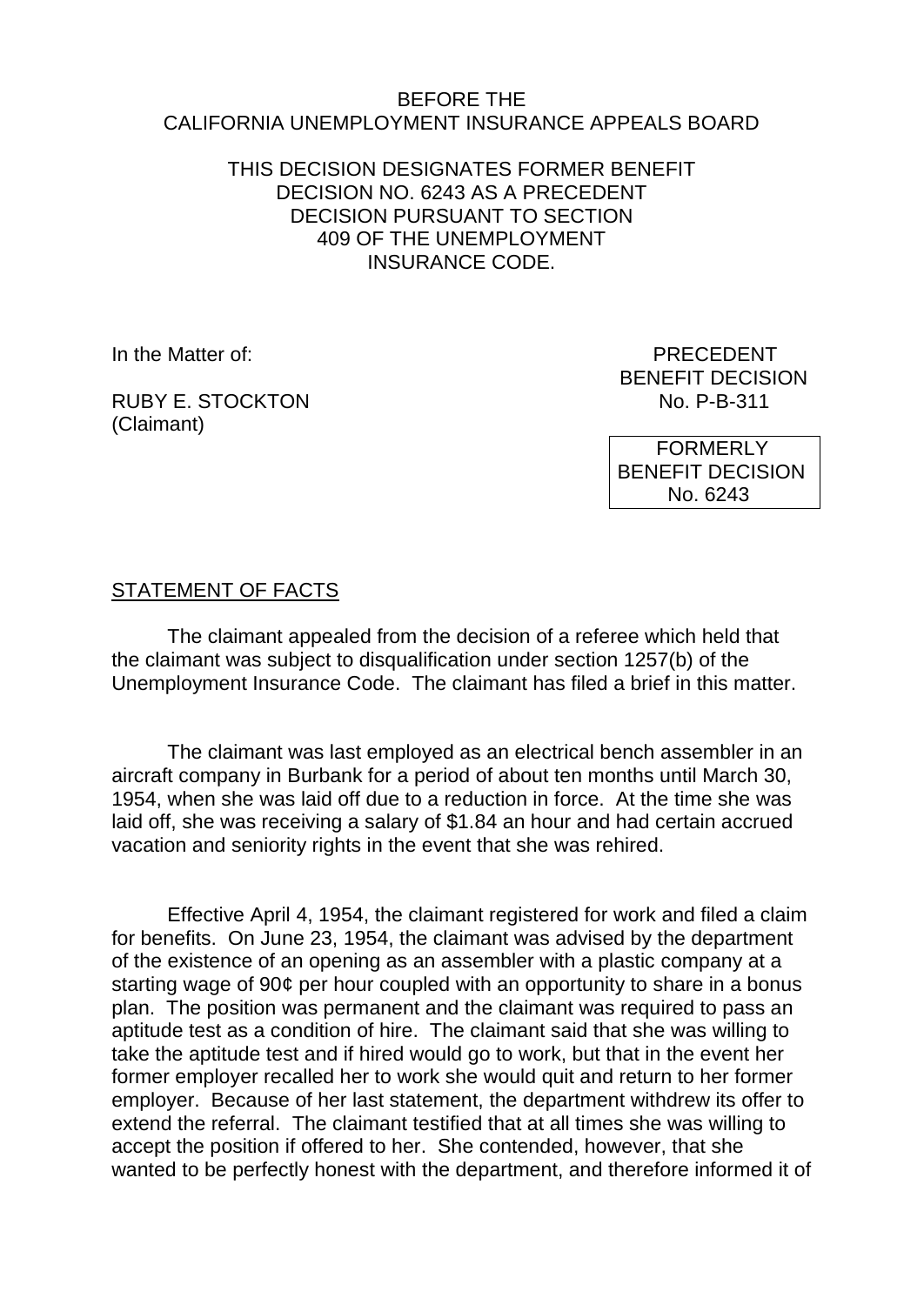BEFORE THE
CALIFORNIA UNEMPLOYMENT INSURANCE APPEALS BOARD

THIS DECISION DESIGNATES FORMER BENEFIT DECISION NO. 6243 AS A PRECEDENT DECISION PURSUANT TO SECTION 409 OF THE UNEMPLOYMENT INSURANCE CODE.

In the Matter of:

RUBY E. STOCKTON
(Claimant)

PRECEDENT
BENEFIT DECISION
No. P-B-311

FORMERLY
BENEFIT DECISION
No. 6243

STATEMENT OF FACTS

The claimant appealed from the decision of a referee which held that the claimant was subject to disqualification under section 1257(b) of the Unemployment Insurance Code. The claimant has filed a brief in this matter.

The claimant was last employed as an electrical bench assembler in an aircraft company in Burbank for a period of about ten months until March 30, 1954, when she was laid off due to a reduction in force. At the time she was laid off, she was receiving a salary of $1.84 an hour and had certain accrued vacation and seniority rights in the event that she was rehired.

Effective April 4, 1954, the claimant registered for work and filed a claim for benefits. On June 23, 1954, the claimant was advised by the department of the existence of an opening as an assembler with a plastic company at a starting wage of 90¢ per hour coupled with an opportunity to share in a bonus plan. The position was permanent and the claimant was required to pass an aptitude test as a condition of hire. The claimant said that she was willing to take the aptitude test and if hired would go to work, but that in the event her former employer recalled her to work she would quit and return to her former employer. Because of her last statement, the department withdrew its offer to extend the referral. The claimant testified that at all times she was willing to accept the position if offered to her. She contended, however, that she wanted to be perfectly honest with the department, and therefore informed it of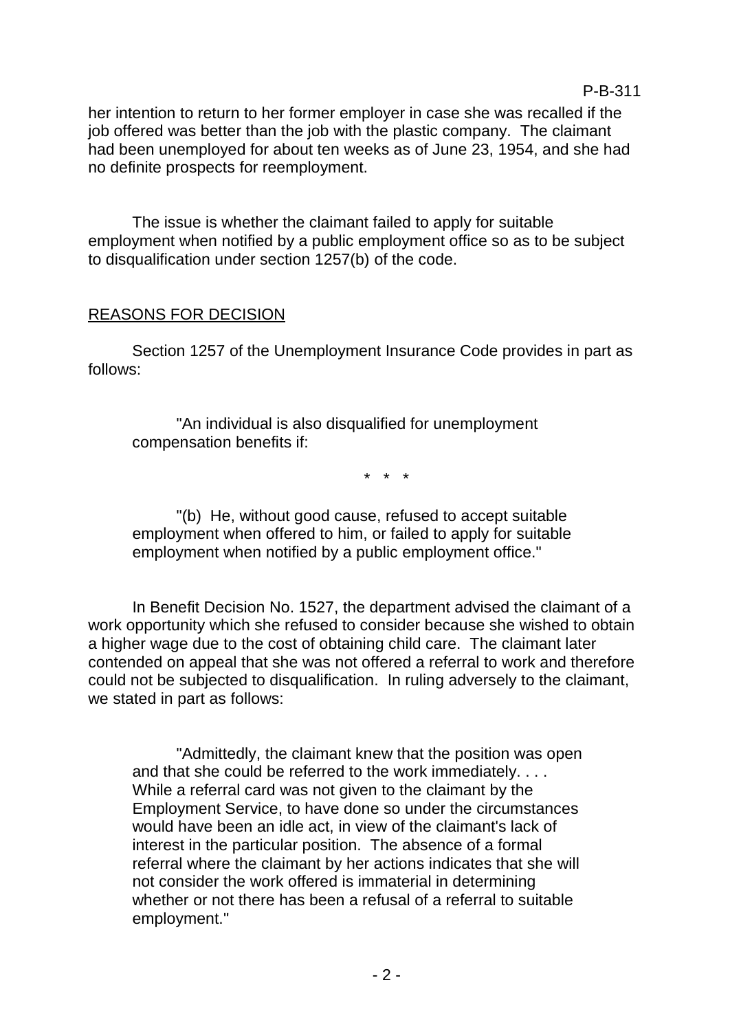her intention to return to her former employer in case she was recalled if the job offered was better than the job with the plastic company. The claimant had been unemployed for about ten weeks as of June 23, 1954, and she had no definite prospects for reemployment.

The issue is whether the claimant failed to apply for suitable employment when notified by a public employment office so as to be subject to disqualification under section 1257(b) of the code.

## REASONS FOR DECISION

Section 1257 of the Unemployment Insurance Code provides in part as follows:

> "An individual is also disqualified for unemployment compensation benefits if:
>
> \* \* \*
>
> "(b) He, without good cause, refused to accept suitable employment when offered to him, or failed to apply for suitable employment when notified by a public employment office."

In Benefit Decision No. 1527, the department advised the claimant of a work opportunity which she refused to consider because she wished to obtain a higher wage due to the cost of obtaining child care. The claimant later contended on appeal that she was not offered a referral to work and therefore could not be subjected to disqualification. In ruling adversely to the claimant, we stated in part as follows:

> "Admittedly, the claimant knew that the position was open and that she could be referred to the work immediately. . . . While a referral card was not given to the claimant by the Employment Service, to have done so under the circumstances would have been an idle act, in view of the claimant's lack of interest in the particular position. The absence of a formal referral where the claimant by her actions indicates that she will not consider the work offered is immaterial in determining whether or not there has been a refusal of a referral to suitable employment."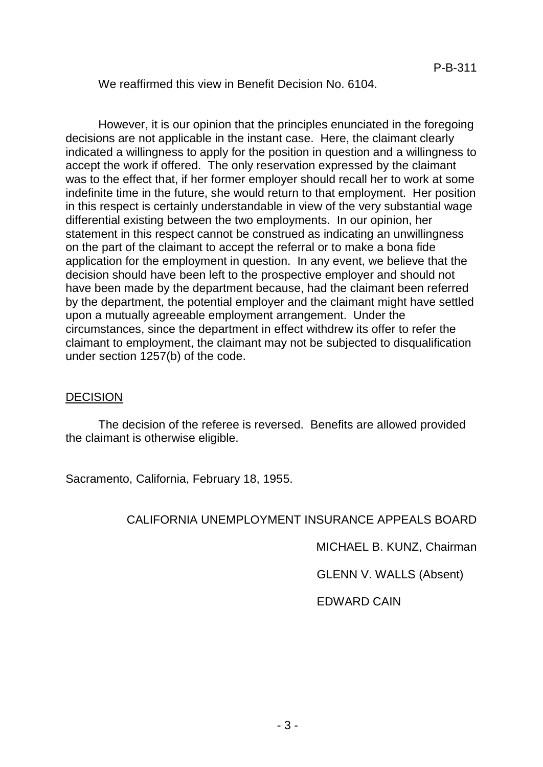We reaffirmed this view in Benefit Decision No. 6104.

However, it is our opinion that the principles enunciated in the foregoing decisions are not applicable in the instant case. Here, the claimant clearly indicated a willingness to apply for the position in question and a willingness to accept the work if offered. The only reservation expressed by the claimant was to the effect that, if her former employer should recall her to work at some indefinite time in the future, she would return to that employment. Her position in this respect is certainly understandable in view of the very substantial wage differential existing between the two employments. In our opinion, her statement in this respect cannot be construed as indicating an unwillingness on the part of the claimant to accept the referral or to make a bona fide application for the employment in question. In any event, we believe that the decision should have been left to the prospective employer and should not have been made by the department because, had the claimant been referred by the department, the potential employer and the claimant might have settled upon a mutually agreeable employment arrangement. Under the circumstances, since the department in effect withdrew its offer to refer the claimant to employment, the claimant may not be subjected to disqualification under section 1257(b) of the code.

## DECISION

The decision of the referee is reversed. Benefits are allowed provided the claimant is otherwise eligible.

Sacramento, California, February 18, 1955.

CALIFORNIA UNEMPLOYMENT INSURANCE APPEALS BOARD

MICHAEL B. KUNZ, Chairman

GLENN V. WALLS (Absent)

EDWARD CAIN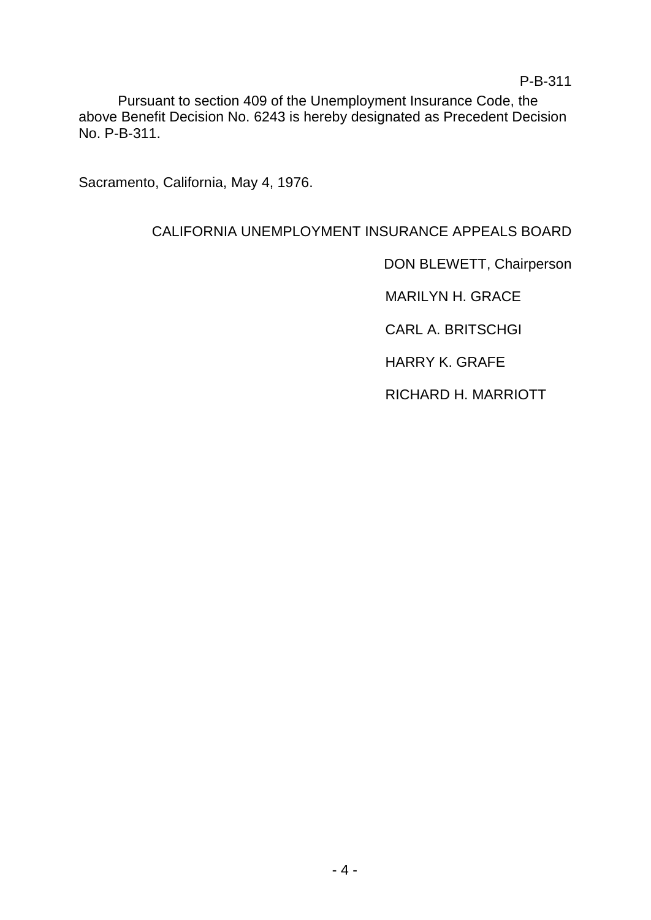Pursuant to section 409 of the Unemployment Insurance Code, the above Benefit Decision No. 6243 is hereby designated as Precedent Decision No. P-B-311.

Sacramento, California, May 4, 1976.

CALIFORNIA UNEMPLOYMENT INSURANCE APPEALS BOARD

DON BLEWETT, Chairperson

MARILYN H. GRACE

CARL A. BRITSCHGI

HARRY K. GRAFE

RICHARD H. MARRIOTT